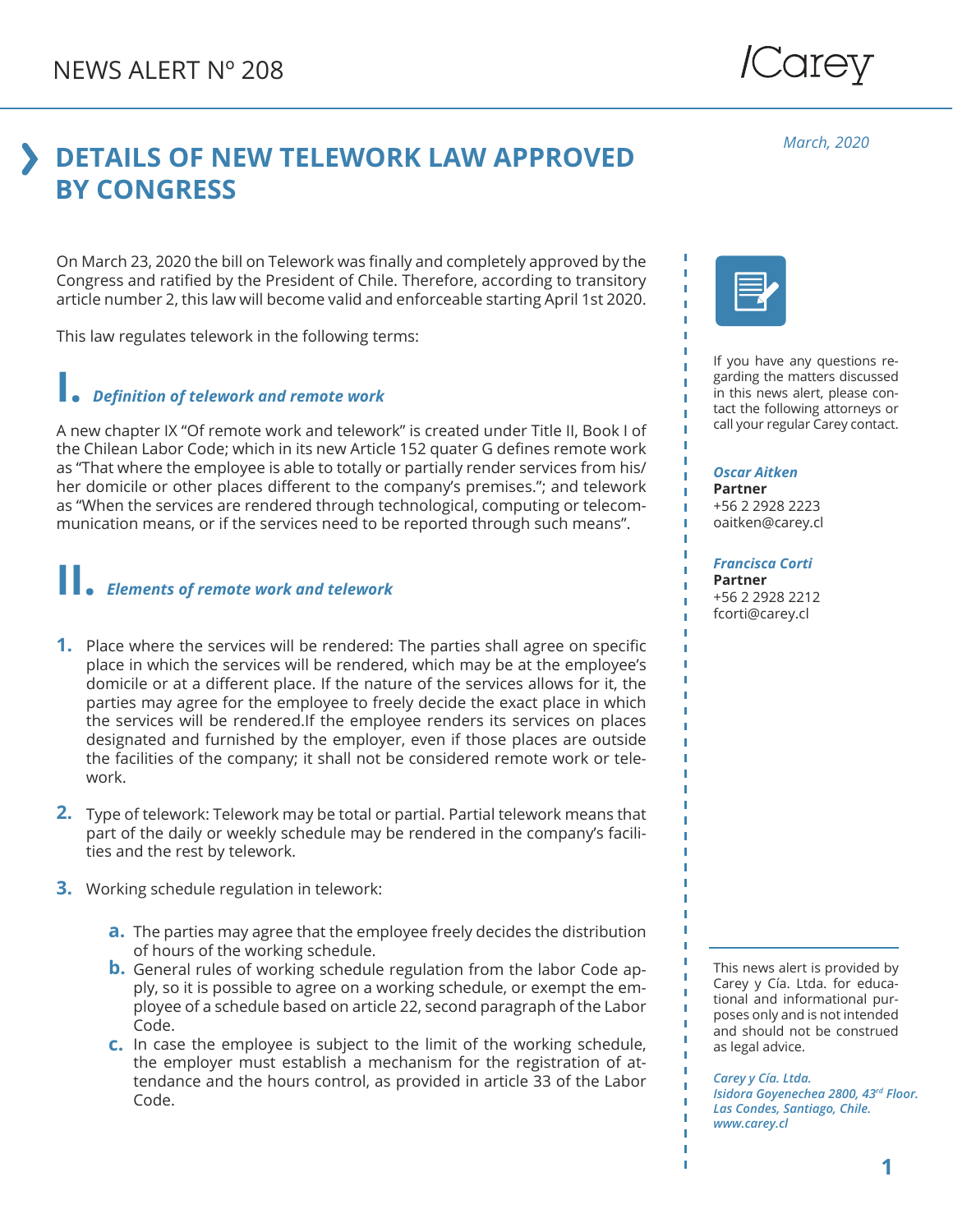NEWS ALERT Nº 208

March, 2020

# DETAILS OF NEW TELEWORK LAW APPROVED BY CONGRESS

On March 23, 2020 the bill on Telework was finally and completely approved by the Congress and ratified by the President of Chile. Therefore, according to transitory article number 2, this law will become valid and enforceable starting April 1st 2020.

This law regulates telework in the following terms:

## I. *Definition of telework and remote work*

A new chapter IX "Of remote work and telework" is created under Title II, Book I of the Chilean Labor Code; which in its new Article 152 quater G defines remote work as "That where the employee is able to totally or partially render services from his/her domicile or other places different to the company's premises."; and telework as "When the services are rendered through technological, computing or telecommunication means, or if the services need to be reported through such means".

## II. *Elements of remote work and telework*

1. Place where the services will be rendered: The parties shall agree on specific place in which the services will be rendered, which may be at the employee's domicile or at a different place. If the nature of the services allows for it, the parties may agree for the employee to freely decide the exact place in which the services will be rendered.If the employee renders its services on places designated and furnished by the employer, even if those places are outside the facilities of the company; it shall not be considered remote work or telework.

2. Type of telework: Telework may be total or partial. Partial telework means that part of the daily or weekly schedule may be rendered in the company's facilities and the rest by telework.

3. Working schedule regulation in telework:

   a. The parties may agree that the employee freely decides the distribution of hours of the working schedule.
   b. General rules of working schedule regulation from the labor Code apply, so it is possible to agree on a working schedule, or exempt the employee of a schedule based on article 22, second paragraph of the Labor Code.
   c. In case the employee is subject to the limit of the working schedule, the employer must establish a mechanism for the registration of attendance and the hours control, as provided in article 33 of the Labor Code.

If you have any questions regarding the matters discussed in this news alert, please contact the following attorneys or call your regular Carey contact.

***Oscar Aitken***
**Partner**
+56 2 2928 2223
oaitken@carey.cl

***Francisca Corti***
**Partner**
+56 2 2928 2212
fcorti@carey.cl

This news alert is provided by Carey y Cía. Ltda. for educational and informational purposes only and is not intended and should not be construed as legal advice.

*Carey y Cía. Ltda.*
*Isidora Goyenechea 2800, 43rd Floor.*
*Las Condes, Santiago, Chile.*
*www.carey.cl*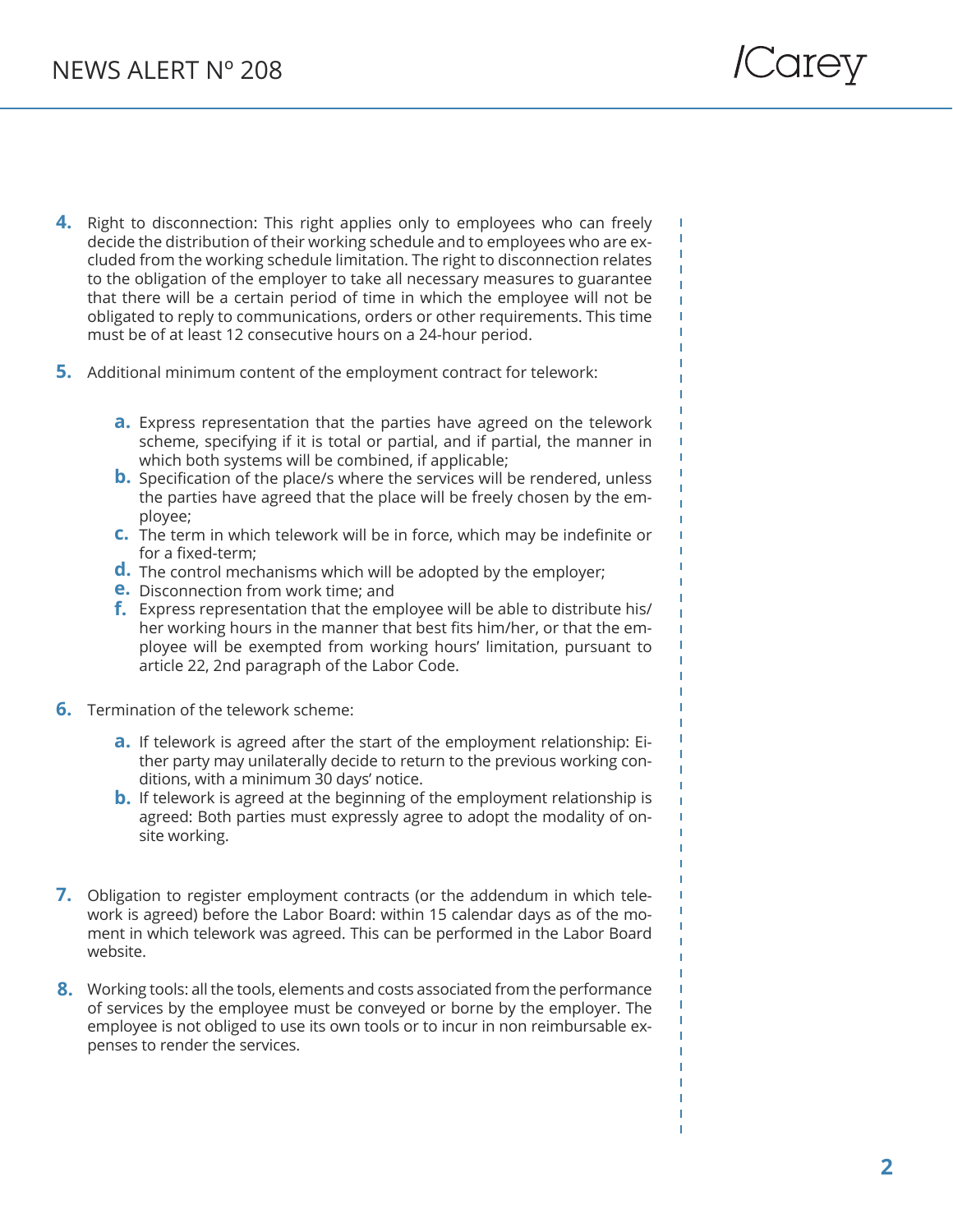4. Right to disconnection: This right applies only to employees who can freely decide the distribution of their working schedule and to employees who are excluded from the working schedule limitation. The right to disconnection relates to the obligation of the employer to take all necessary measures to guarantee that there will be a certain period of time in which the employee will not be obligated to reply to communications, orders or other requirements. This time must be of at least 12 consecutive hours on a 24-hour period.

5. Additional minimum content of the employment contract for telework:

    a. Express representation that the parties have agreed on the telework scheme, specifying if it is total or partial, and if partial, the manner in which both systems will be combined, if applicable;
    b. Specification of the place/s where the services will be rendered, unless the parties have agreed that the place will be freely chosen by the employee;
    c. The term in which telework will be in force, which may be indefinite or for a fixed-term;
    d. The control mechanisms which will be adopted by the employer;
    e. Disconnection from work time; and
    f. Express representation that the employee will be able to distribute his/her working hours in the manner that best fits him/her, or that the employee will be exempted from working hours' limitation, pursuant to article 22, 2nd paragraph of the Labor Code.

6. Termination of the telework scheme:

    a. If telework is agreed after the start of the employment relationship: Either party may unilaterally decide to return to the previous working conditions, with a minimum 30 days' notice.
    b. If telework is agreed at the beginning of the employment relationship is agreed: Both parties must expressly agree to adopt the modality of on-site working.

7. Obligation to register employment contracts (or the addendum in which telework is agreed) before the Labor Board: within 15 calendar days as of the moment in which telework was agreed. This can be performed in the Labor Board website.

8. Working tools: all the tools, elements and costs associated from the performance of services by the employee must be conveyed or borne by the employer. The employee is not obliged to use its own tools or to incur in non reimbursable expenses to render the services.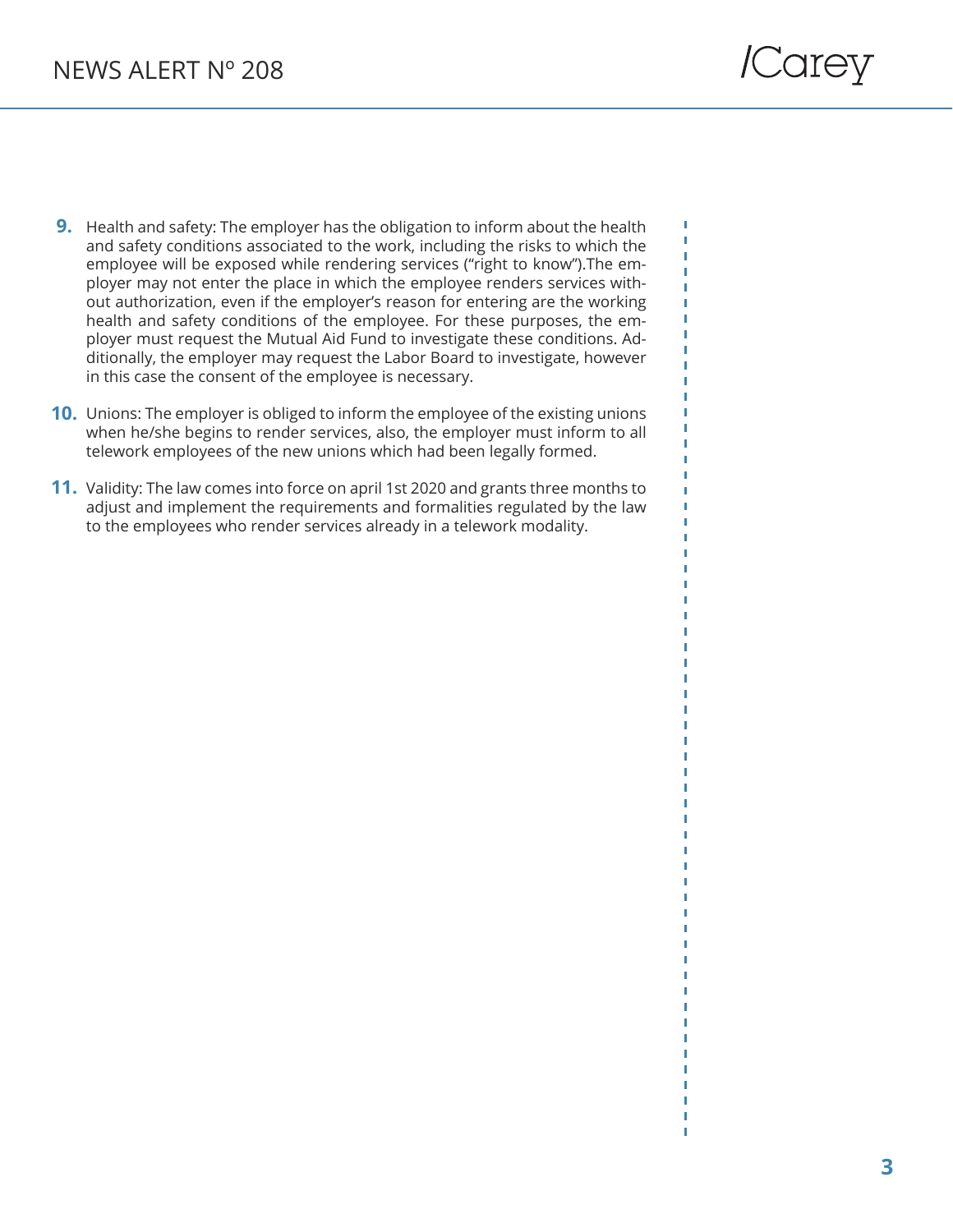9. Health and safety: The employer has the obligation to inform about the health and safety conditions associated to the work, including the risks to which the employee will be exposed while rendering services ("right to know").The employer may not enter the place in which the employee renders services without authorization, even if the employer's reason for entering are the working health and safety conditions of the employee. For these purposes, the employer must request the Mutual Aid Fund to investigate these conditions. Additionally, the employer may request the Labor Board to investigate, however in this case the consent of the employee is necessary.

10. Unions: The employer is obliged to inform the employee of the existing unions when he/she begins to render services, also, the employer must inform to all telework employees of the new unions which had been legally formed.

11. Validity: The law comes into force on april 1st 2020 and grants three months to adjust and implement the requirements and formalities regulated by the law to the employees who render services already in a telework modality.